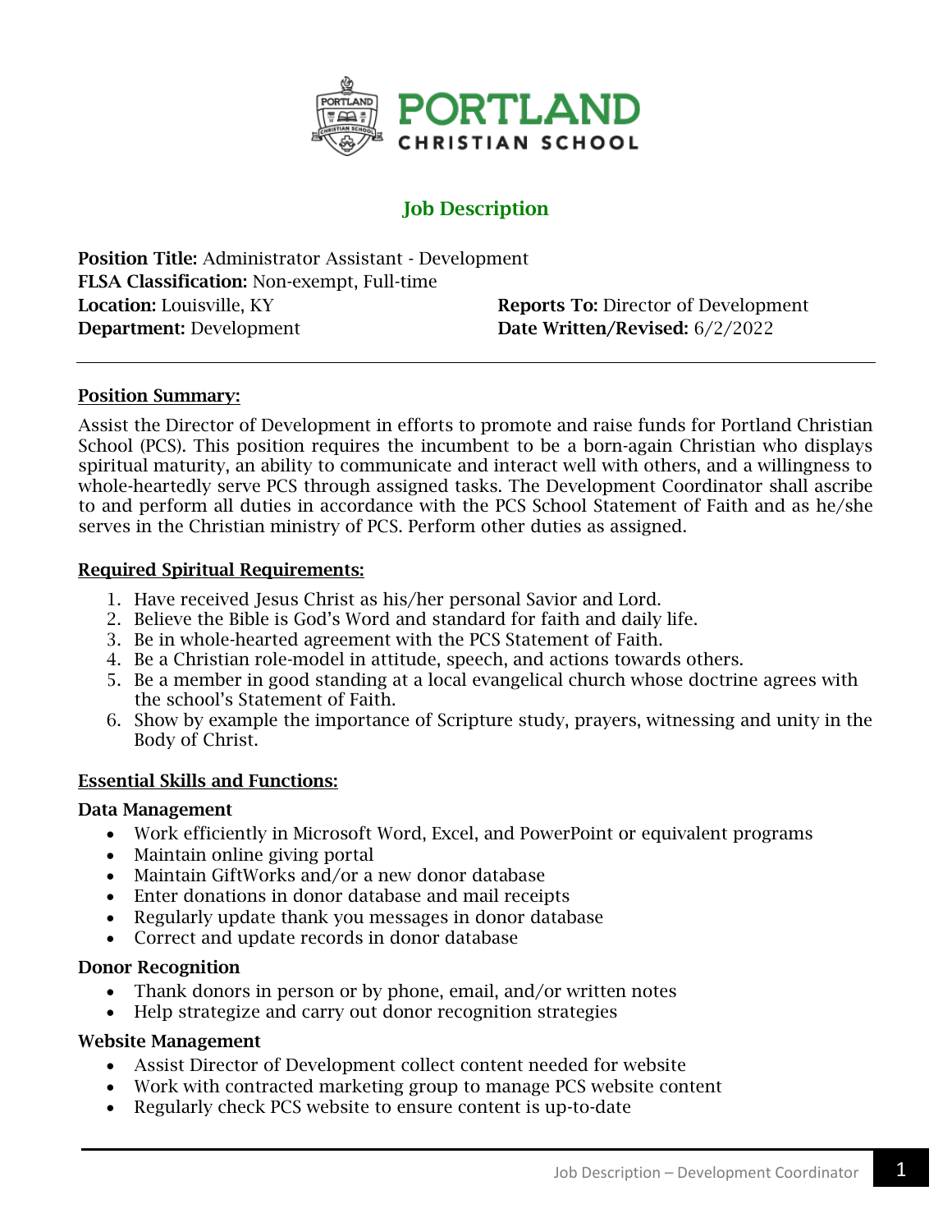# PORTLAND CHRISTIAN SCHOOL

## Job Description

**Position Title:** Administrator Assistant - Development
**FLSA Classification:** Non-exempt, Full-time
**Location:** Louisville, KY
**Department:** Development
**Reports To:** Director of Development
**Date Written/Revised:** 6/2/2022

---

### Position Summary:

Assist the Director of Development in efforts to promote and raise funds for Portland Christian School (PCS). This position requires the incumbent to be a born-again Christian who displays spiritual maturity, an ability to communicate and interact well with others, and a willingness to whole-heartedly serve PCS through assigned tasks. The Development Coordinator shall ascribe to and perform all duties in accordance with the PCS School Statement of Faith and as he/she serves in the Christian ministry of PCS. Perform other duties as assigned.

### Required Spiritual Requirements:

1. Have received Jesus Christ as his/her personal Savior and Lord.
2. Believe the Bible is God's Word and standard for faith and daily life.
3. Be in whole-hearted agreement with the PCS Statement of Faith.
4. Be a Christian role-model in attitude, speech, and actions towards others.
5. Be a member in good standing at a local evangelical church whose doctrine agrees with the school's Statement of Faith.
6. Show by example the importance of Scripture study, prayers, witnessing and unity in the Body of Christ.

### Essential Skills and Functions:

**Data Management**

- Work efficiently in Microsoft Word, Excel, and PowerPoint or equivalent programs
- Maintain online giving portal
- Maintain GiftWorks and/or a new donor database
- Enter donations in donor database and mail receipts
- Regularly update thank you messages in donor database
- Correct and update records in donor database

**Donor Recognition**

- Thank donors in person or by phone, email, and/or written notes
- Help strategize and carry out donor recognition strategies

**Website Management**

- Assist Director of Development collect content needed for website
- Work with contracted marketing group to manage PCS website content
- Regularly check PCS website to ensure content is up-to-date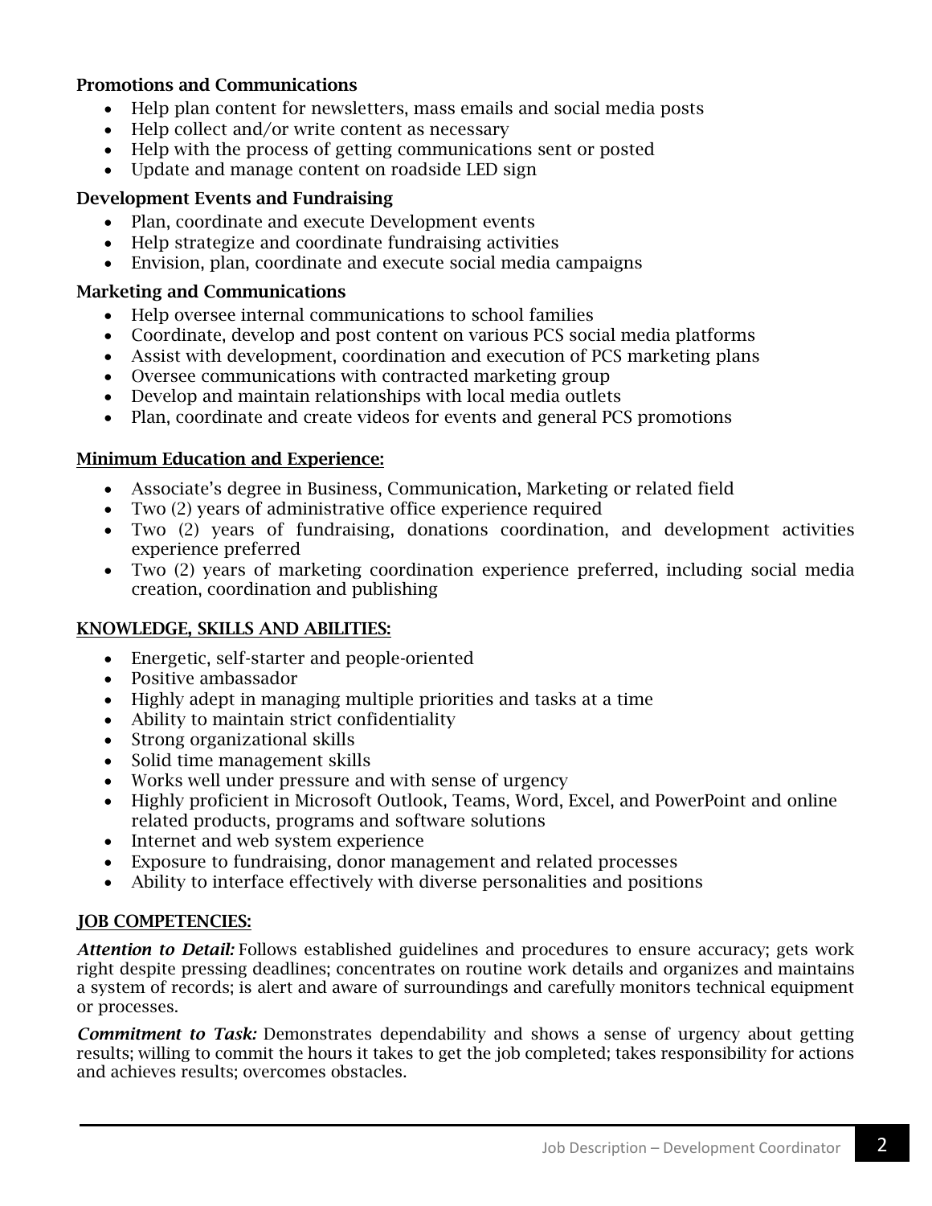**Promotions and Communications**

- Help plan content for newsletters, mass emails and social media posts
- Help collect and/or write content as necessary
- Help with the process of getting communications sent or posted
- Update and manage content on roadside LED sign

**Development Events and Fundraising**

- Plan, coordinate and execute Development events
- Help strategize and coordinate fundraising activities
- Envision, plan, coordinate and execute social media campaigns

**Marketing and Communications**

- Help oversee internal communications to school families
- Coordinate, develop and post content on various PCS social media platforms
- Assist with development, coordination and execution of PCS marketing plans
- Oversee communications with contracted marketing group
- Develop and maintain relationships with local media outlets
- Plan, coordinate and create videos for events and general PCS promotions

## Minimum Education and Experience:

- Associate's degree in Business, Communication, Marketing or related field
- Two (2) years of administrative office experience required
- Two (2) years of fundraising, donations coordination, and development activities experience preferred
- Two (2) years of marketing coordination experience preferred, including social media creation, coordination and publishing

## KNOWLEDGE, SKILLS AND ABILITIES:

- Energetic, self-starter and people-oriented
- Positive ambassador
- Highly adept in managing multiple priorities and tasks at a time
- Ability to maintain strict confidentiality
- Strong organizational skills
- Solid time management skills
- Works well under pressure and with sense of urgency
- Highly proficient in Microsoft Outlook, Teams, Word, Excel, and PowerPoint and online related products, programs and software solutions
- Internet and web system experience
- Exposure to fundraising, donor management and related processes
- Ability to interface effectively with diverse personalities and positions

## JOB COMPETENCIES:

***Attention to Detail:*** Follows established guidelines and procedures to ensure accuracy; gets work right despite pressing deadlines; concentrates on routine work details and organizes and maintains a system of records; is alert and aware of surroundings and carefully monitors technical equipment or processes.

***Commitment to Task:*** Demonstrates dependability and shows a sense of urgency about getting results; willing to commit the hours it takes to get the job completed; takes responsibility for actions and achieves results; overcomes obstacles.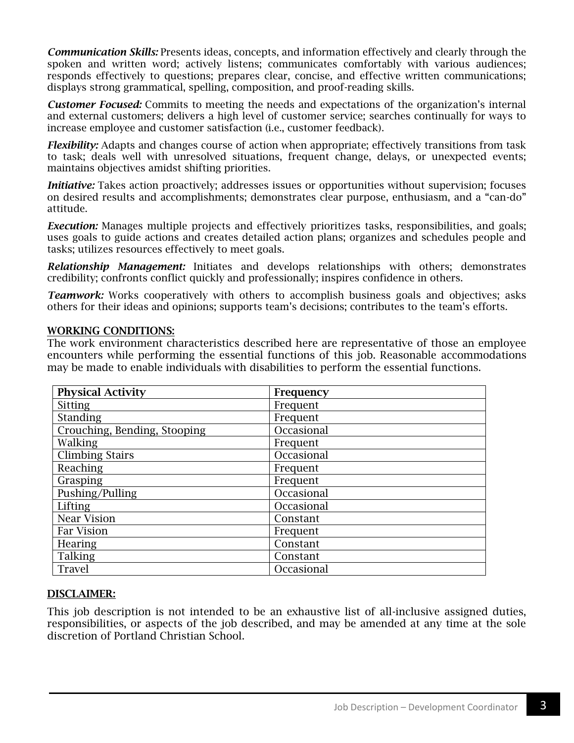***Communication Skills:*** Presents ideas, concepts, and information effectively and clearly through the spoken and written word; actively listens; communicates comfortably with various audiences; responds effectively to questions; prepares clear, concise, and effective written communications; displays strong grammatical, spelling, composition, and proof-reading skills.

***Customer Focused:*** Commits to meeting the needs and expectations of the organization's internal and external customers; delivers a high level of customer service; searches continually for ways to increase employee and customer satisfaction (i.e., customer feedback).

***Flexibility:*** Adapts and changes course of action when appropriate; effectively transitions from task to task; deals well with unresolved situations, frequent change, delays, or unexpected events; maintains objectives amidst shifting priorities.

***Initiative:*** Takes action proactively; addresses issues or opportunities without supervision; focuses on desired results and accomplishments; demonstrates clear purpose, enthusiasm, and a "can-do" attitude.

***Execution:*** Manages multiple projects and effectively prioritizes tasks, responsibilities, and goals; uses goals to guide actions and creates detailed action plans; organizes and schedules people and tasks; utilizes resources effectively to meet goals.

***Relationship Management:*** Initiates and develops relationships with others; demonstrates credibility; confronts conflict quickly and professionally; inspires confidence in others.

***Teamwork:*** Works cooperatively with others to accomplish business goals and objectives; asks others for their ideas and opinions; supports team's decisions; contributes to the team's efforts.

**WORKING CONDITIONS:**

The work environment characteristics described here are representative of those an employee encounters while performing the essential functions of this job. Reasonable accommodations may be made to enable individuals with disabilities to perform the essential functions.

| Physical Activity | Frequency |
|---|---|
| Sitting | Frequent |
| Standing | Frequent |
| Crouching, Bending, Stooping | Occasional |
| Walking | Frequent |
| Climbing Stairs | Occasional |
| Reaching | Frequent |
| Grasping | Frequent |
| Pushing/Pulling | Occasional |
| Lifting | Occasional |
| Near Vision | Constant |
| Far Vision | Frequent |
| Hearing | Constant |
| Talking | Constant |
| Travel | Occasional |

**DISCLAIMER:**

This job description is not intended to be an exhaustive list of all-inclusive assigned duties, responsibilities, or aspects of the job described, and may be amended at any time at the sole discretion of Portland Christian School.